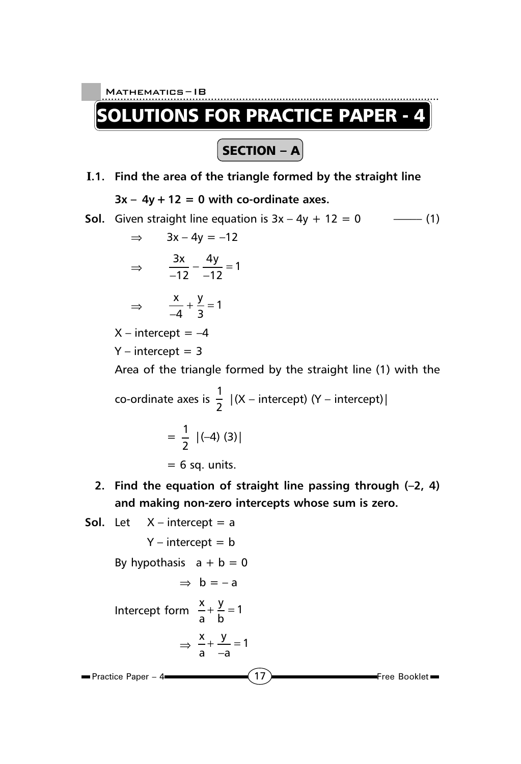# SOLUTIONS FOR PRACTICE PAPER - 4

## SECTION – A

**I.1. Find the area of the triangle formed by the straight line $3x - 4y + 12 = 0$ with co-ordinate axes.**

**Sol.** Given straight line equation is $3x - 4y + 12 = 0$ ——— (1)

$$\Rightarrow \quad 3x - 4y = -12$$

$$\Rightarrow \quad \frac{3x}{-12} - \frac{4y}{-12} = 1$$

$$\Rightarrow \quad \frac{x}{-4} + \frac{y}{3} = 1$$

X – intercept = –4

Y – intercept = 3

Area of the triangle formed by the straight line (1) with the co-ordinate axes is $\frac{1}{2}$ |(X – intercept) (Y – intercept)|

$$= \frac{1}{2} \left|(-4)(3)\right|$$

= 6 sq. units.

**2. Find the equation of straight line passing through (–2, 4) and making non-zero intercepts whose sum is zero.**

**Sol.** Let X – intercept = a

Y – intercept = b

By hypothasis $a + b = 0$

$$\Rightarrow b = -a$$

Intercept form $\frac{x}{a} + \frac{y}{b} = 1$

$$\Rightarrow \frac{x}{a} + \frac{y}{-a} = 1$$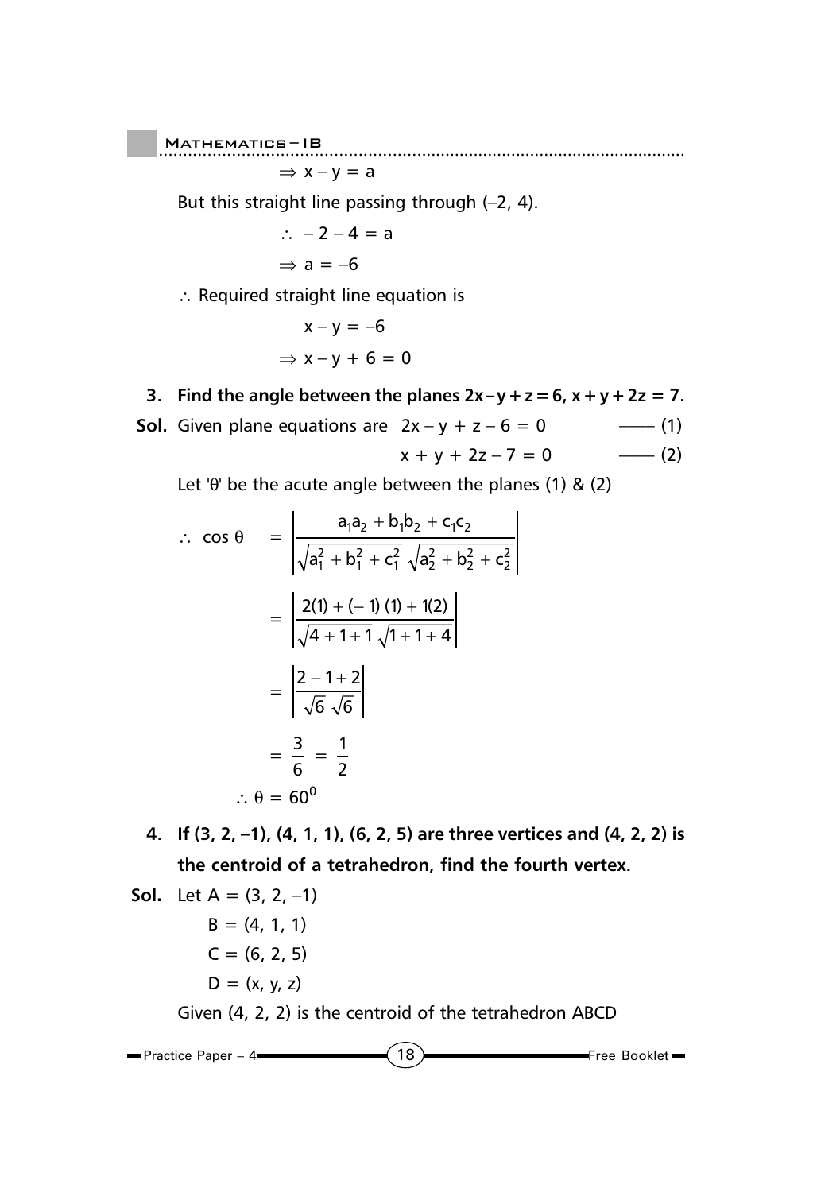$$\Rightarrow x - y = a$$

But this straight line passing through (–2, 4).

$$\therefore \; -2 - 4 = a$$

$$\Rightarrow a = -6$$

$\therefore$ Required straight line equation is

$$x - y = -6$$

$$\Rightarrow x - y + 6 = 0$$

**3. Find the angle between the planes $2x - y + z = 6$, $x + y + 2z = 7$.**

**Sol.** Given plane equations are $2x - y + z - 6 = 0$ —— (1)

$x + y + 2z - 7 = 0$ —— (2)

Let '$\theta$' be the acute angle between the planes (1) & (2)

$$\therefore \cos\theta = \left|\frac{a_1a_2 + b_1b_2 + c_1c_2}{\sqrt{a_1^2 + b_1^2 + c_1^2}\,\sqrt{a_2^2 + b_2^2 + c_2^2}}\right|$$

$$= \left|\frac{2(1) + (-1)(1) + 1(2)}{\sqrt{4+1+1}\,\sqrt{1+1+4}}\right|$$

$$= \left|\frac{2 - 1 + 2}{\sqrt{6}\,\sqrt{6}}\right|$$

$$= \frac{3}{6} = \frac{1}{2}$$

$$\therefore \theta = 60^0$$

**4. If (3, 2, –1), (4, 1, 1), (6, 2, 5) are three vertices and (4, 2, 2) is the centroid of a tetrahedron, find the fourth vertex.**

**Sol.** Let A = (3, 2, –1)

B = (4, 1, 1)

C = (6, 2, 5)

D = (x, y, z)

Given (4, 2, 2) is the centroid of the tetrahedron ABCD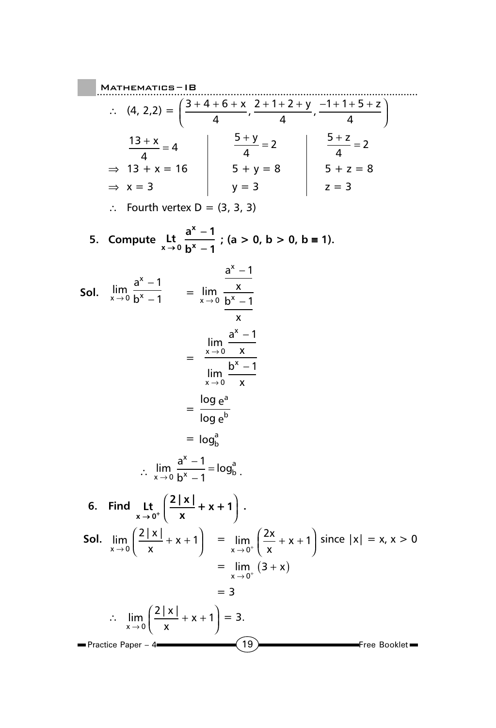$$\therefore \quad (4, 2, 2) = \left(\frac{3+4+6+x}{4}, \frac{2+1+2+y}{4}, \frac{-1+1+5+z}{4}\right)$$

$$\frac{13+x}{4} = 4 \qquad \frac{5+y}{4} = 2 \qquad \frac{5+z}{4} = 2$$

$$\Rightarrow 13 + x = 16 \qquad 5 + y = 8 \qquad 5 + z = 8$$

$$\Rightarrow x = 3 \qquad y = 3 \qquad z = 3$$

$\therefore$ Fourth vertex D = (3, 3, 3)

**5. Compute $\underset{x \to 0}{\text{Lt}} \dfrac{a^x - 1}{b^x - 1}$ ; (a > 0, b > 0, b ≡ 1).**

**Sol.**

$$\lim_{x \to 0} \frac{a^x - 1}{b^x - 1} = \lim_{x \to 0} \frac{\frac{a^x - 1}{x}}{\frac{b^x - 1}{x}}$$

$$= \frac{\lim\limits_{x \to 0} \frac{a^x - 1}{x}}{\lim\limits_{x \to 0} \frac{b^x - 1}{x}}$$

$$= \frac{\log e^a}{\log e^b}$$

$$= \log_b^a$$

$$\therefore \lim_{x \to 0} \frac{a^x - 1}{b^x - 1} = \log_b^a .$$

**6. Find $\underset{x \to 0^+}{\text{Lt}} \left(\dfrac{2|x|}{x} + x + 1\right)$ .**

**Sol.**

$$\lim_{x \to 0} \left(\frac{2|x|}{x} + x + 1\right) = \lim_{x \to 0^+} \left(\frac{2x}{x} + x + 1\right) \text{ since } |x| = x, x > 0$$

$$= \lim_{x \to 0^+} (3 + x)$$

$$= 3$$

$$\therefore \lim_{x \to 0} \left(\frac{2|x|}{x} + x + 1\right) = 3.$$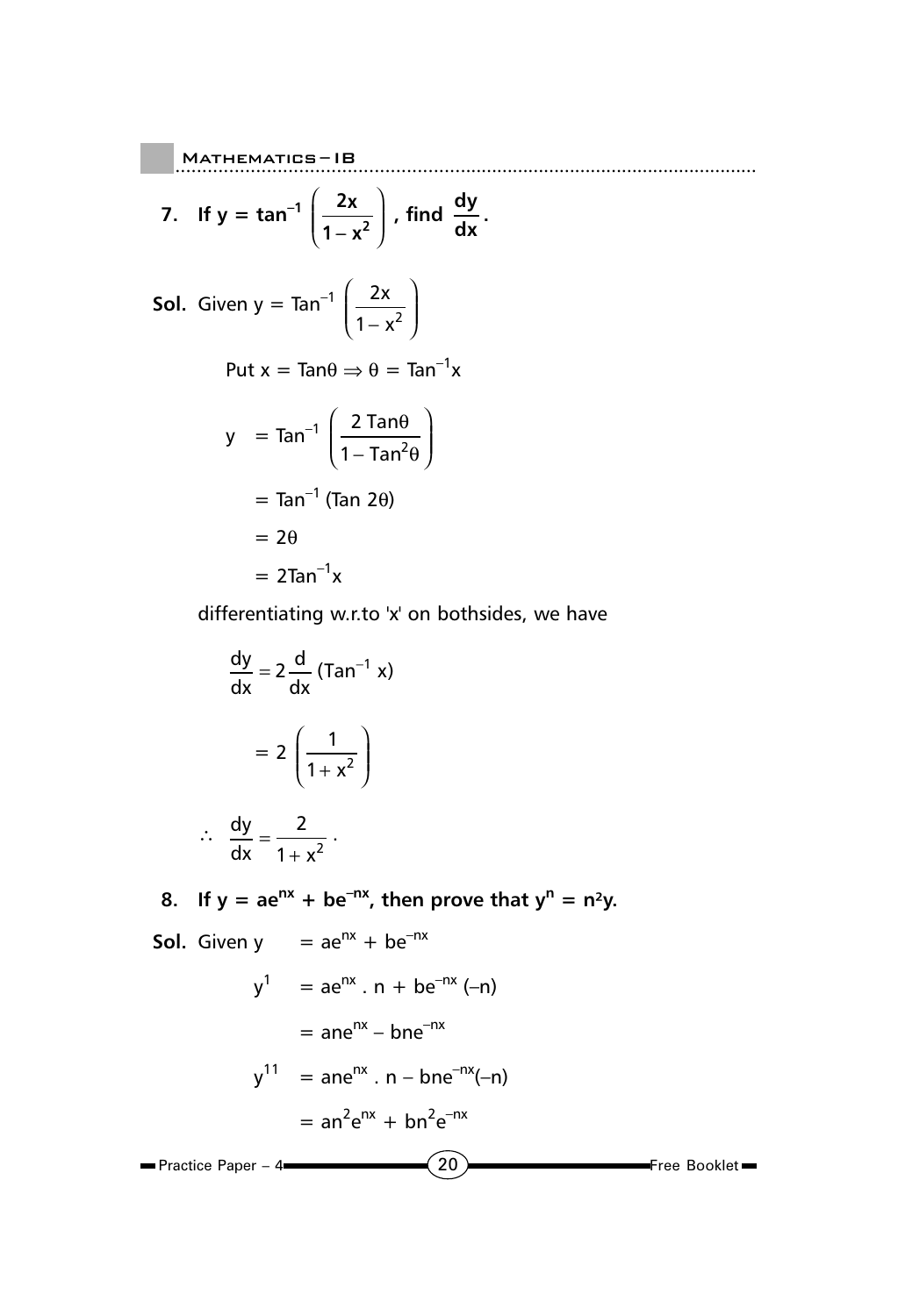**7. If $y = \tan^{-1}\left(\frac{2x}{1-x^2}\right)$, find $\frac{dy}{dx}$.**

**Sol.** Given $y = \text{Tan}^{-1}\left(\frac{2x}{1-x^2}\right)$

Put $x = \text{Tan}\theta \Rightarrow \theta = \text{Tan}^{-1}x$

$$y = \text{Tan}^{-1}\left(\frac{2\,\text{Tan}\theta}{1-\text{Tan}^2\theta}\right)$$

$$= \text{Tan}^{-1}(\text{Tan}\,2\theta)$$

$$= 2\theta$$

$$= 2\text{Tan}^{-1}x$$

differentiating w.r.to 'x' on bothsides, we have

$$\frac{dy}{dx} = 2\frac{d}{dx}(\text{Tan}^{-1}x)$$

$$= 2\left(\frac{1}{1+x^2}\right)$$

$$\therefore\ \frac{dy}{dx} = \frac{2}{1+x^2}.$$

**8. If $y = ae^{nx} + be^{-nx}$, then prove that $y^n = n^2y$.**

**Sol.** Given $y = ae^{nx} + be^{-nx}$

$$y^1 = ae^{nx}\,.\,n + be^{-nx}(-n)$$

$$= ane^{nx} - bne^{-nx}$$

$$y^{11} = ane^{nx}\,.\,n - bne^{-nx}(-n)$$

$$= an^2e^{nx} + bn^2e^{-nx}$$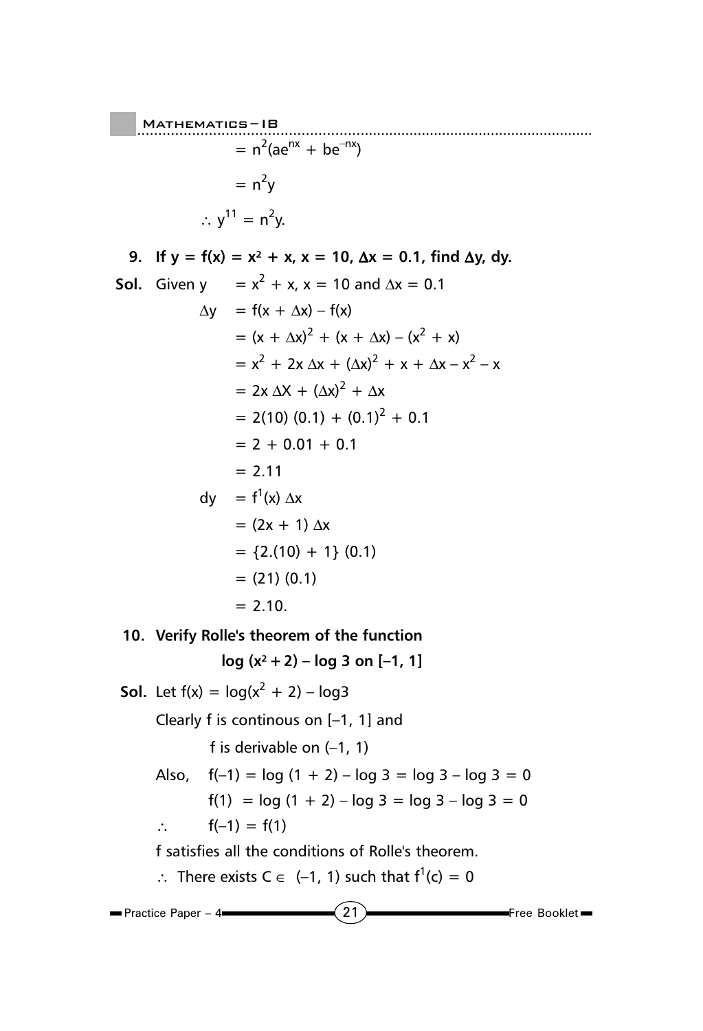$$= n^2(ae^{nx} + be^{-nx})$$

$$= n^2y$$

$$\therefore y^{11} = n^2y.$$

**9. If $y = f(x) = x^2 + x$, $x = 10$, $\Delta x = 0.1$, find $\Delta y$, $dy$.**

**Sol.** Given $y = x^2 + x$, $x = 10$ and $\Delta x = 0.1$

$$\Delta y = f(x + \Delta x) - f(x)$$

$$= (x + \Delta x)^2 + (x + \Delta x) - (x^2 + x)$$

$$= x^2 + 2x\,\Delta x + (\Delta x)^2 + x + \Delta x - x^2 - x$$

$$= 2x\,\Delta X + (\Delta x)^2 + \Delta x$$

$$= 2(10)\,(0.1) + (0.1)^2 + 0.1$$

$$= 2 + 0.01 + 0.1$$

$$= 2.11$$

$$dy = f^1(x)\,\Delta x$$

$$= (2x + 1)\,\Delta x$$

$$= \{2.(10) + 1\}\,(0.1)$$

$$= (21)\,(0.1)$$

$$= 2.10.$$

**10. Verify Rolle's theorem of the function**

**$\log(x^2 + 2) - \log 3$ on $[-1, 1]$**

**Sol.** Let $f(x) = \log(x^2 + 2) - \log 3$

Clearly f is continous on $[-1, 1]$ and

f is derivable on $(-1, 1)$

Also, $f(-1) = \log(1 + 2) - \log 3 = \log 3 - \log 3 = 0$

$f(1) = \log(1 + 2) - \log 3 = \log 3 - \log 3 = 0$

$\therefore \quad f(-1) = f(1)$

f satisfies all the conditions of Rolle's theorem.

$\therefore$ There exists $C \in (-1, 1)$ such that $f^1(c) = 0$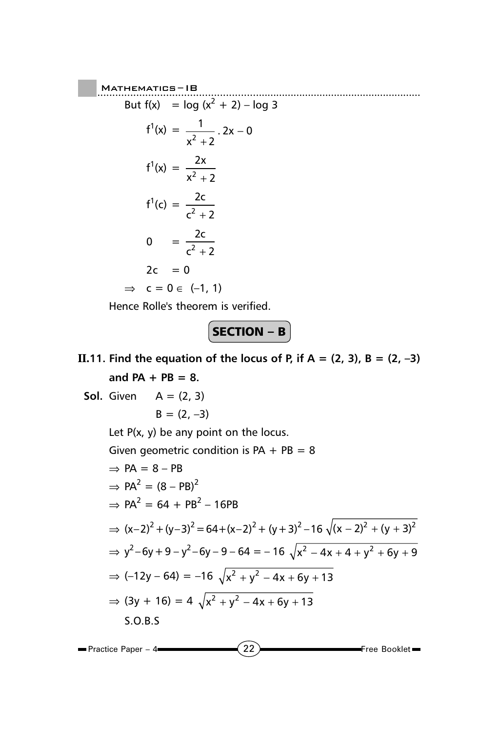But $f(x) = \log(x^2 + 2) - \log 3$

$$f^1(x) = \frac{1}{x^2+2} \cdot 2x - 0$$

$$f^1(x) = \frac{2x}{x^2+2}$$

$$f^1(c) = \frac{2c}{c^2+2}$$

$$0 = \frac{2c}{c^2+2}$$

$$2c = 0$$

$\Rightarrow c = 0 \in (-1, 1)$

Hence Rolle's theorem is verified.

## SECTION – B

**II.11. Find the equation of the locus of P, if A = (2, 3), B = (2, –3) and PA + PB = 8.**

**Sol.** Given A = (2, 3)

B = (2, –3)

Let P(x, y) be any point on the locus.

Given geometric condition is PA + PB = 8

$\Rightarrow PA = 8 - PB$

$\Rightarrow PA^2 = (8 - PB)^2$

$\Rightarrow PA^2 = 64 + PB^2 - 16PB$

$\Rightarrow (x-2)^2 + (y-3)^2 = 64 + (x-2)^2 + (y+3)^2 - 16\sqrt{(x-2)^2 + (y+3)^2}$

$\Rightarrow y^2 - 6y + 9 - y^2 - 6y - 9 - 64 = -16\sqrt{x^2 - 4x + 4 + y^2 + 6y + 9}$

$\Rightarrow (-12y - 64) = -16\sqrt{x^2 + y^2 - 4x + 6y + 13}$

$\Rightarrow (3y + 16) = 4\sqrt{x^2 + y^2 - 4x + 6y + 13}$

S.O.B.S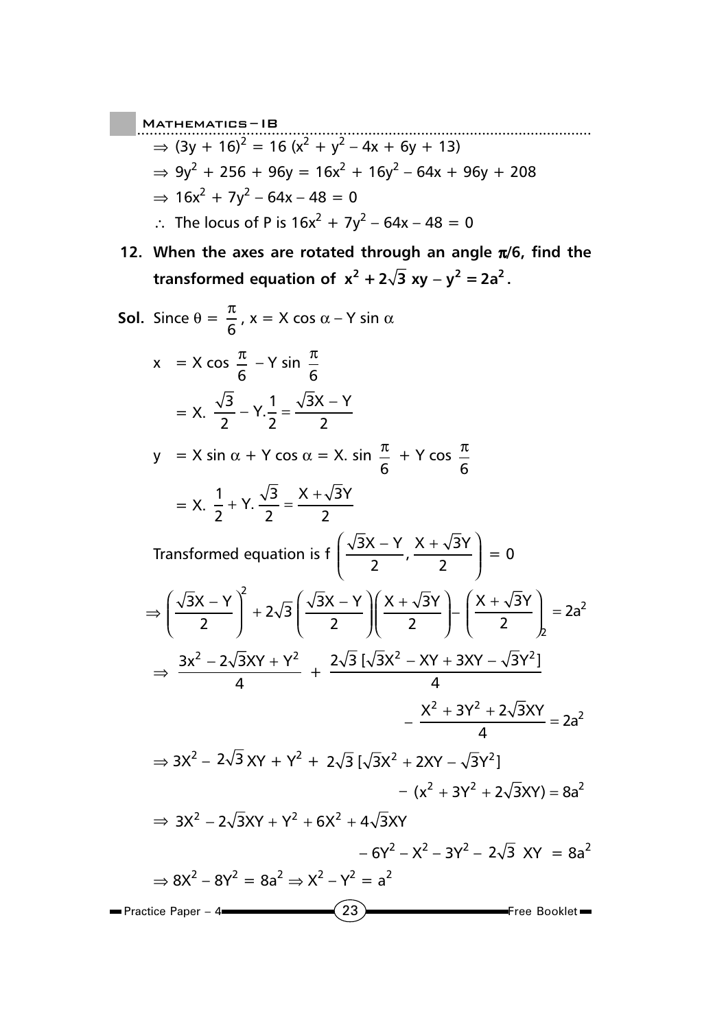$\Rightarrow (3y + 16)^2 = 16\,(x^2 + y^2 - 4x + 6y + 13)$

$\Rightarrow 9y^2 + 256 + 96y = 16x^2 + 16y^2 - 64x + 96y + 208$

$\Rightarrow 16x^2 + 7y^2 - 64x - 48 = 0$

$\therefore$ The locus of P is $16x^2 + 7y^2 - 64x - 48 = 0$

**12. When the axes are rotated through an angle $\pi/6$, find the transformed equation of $x^2 + 2\sqrt{3}\,xy - y^2 = 2a^2$.**

**Sol.** Since $\theta = \dfrac{\pi}{6}$, $x = X\cos\alpha - Y\sin\alpha$

$$x = X\cos\frac{\pi}{6} - Y\sin\frac{\pi}{6}$$

$$= X.\,\frac{\sqrt{3}}{2} - Y.\frac{1}{2} = \frac{\sqrt{3}X - Y}{2}$$

$$y = X\sin\alpha + Y\cos\alpha = X.\sin\frac{\pi}{6} + Y\cos\frac{\pi}{6}$$

$$= X.\,\frac{1}{2} + Y.\,\frac{\sqrt{3}}{2} = \frac{X + \sqrt{3}Y}{2}$$

Transformed equation is $f\left(\dfrac{\sqrt{3}X - Y}{2}, \dfrac{X + \sqrt{3}Y}{2}\right) = 0$

$$\Rightarrow \left(\frac{\sqrt{3}X - Y}{2}\right)^2 + 2\sqrt{3}\left(\frac{\sqrt{3}X - Y}{2}\right)\left(\frac{X + \sqrt{3}Y}{2}\right) - \left(\frac{X + \sqrt{3}Y}{2}\right)^2 = 2a^2$$

$$\Rightarrow \frac{3x^2 - 2\sqrt{3}XY + Y^2}{4} + \frac{2\sqrt{3}\,[\sqrt{3}X^2 - XY + 3XY - \sqrt{3}Y^2]}{4} - \frac{X^2 + 3Y^2 + 2\sqrt{3}XY}{4} = 2a^2$$

$$\Rightarrow 3X^2 - 2\sqrt{3}\,XY + Y^2 + 2\sqrt{3}\,[\sqrt{3}X^2 + 2XY - \sqrt{3}Y^2] - (x^2 + 3Y^2 + 2\sqrt{3}XY) = 8a^2$$

$$\Rightarrow 3X^2 - 2\sqrt{3}XY + Y^2 + 6X^2 + 4\sqrt{3}XY - 6Y^2 - X^2 - 3Y^2 - 2\sqrt{3}\,XY = 8a^2$$

$$\Rightarrow 8X^2 - 8Y^2 = 8a^2 \Rightarrow X^2 - Y^2 = a^2$$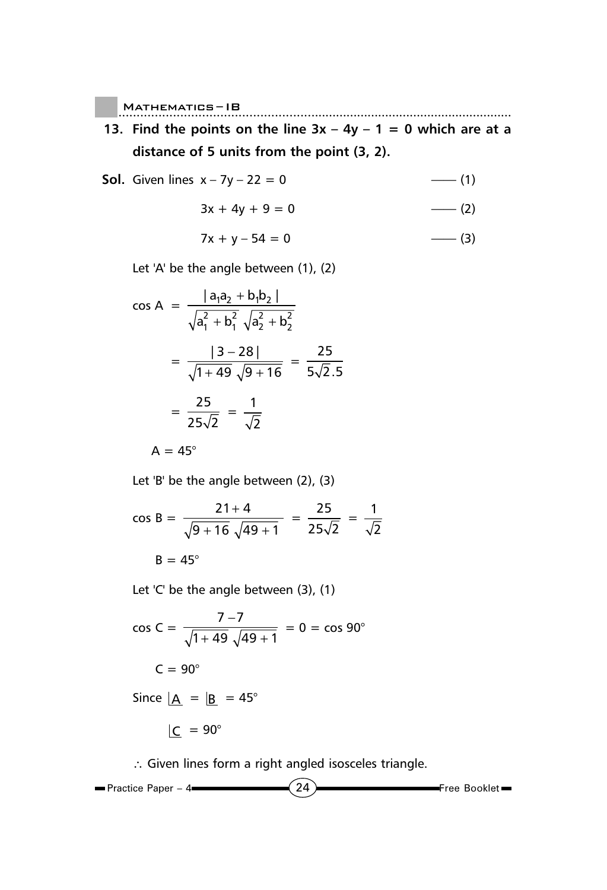**13. Find the points on the line 3x – 4y – 1 = 0 which are at a distance of 5 units from the point (3, 2).**

**Sol.** Given lines $x - 7y - 22 = 0$ —— (1)

$3x + 4y + 9 = 0$ —— (2)

$7x + y - 54 = 0$ —— (3)

Let 'A' be the angle between (1), (2)

$$\cos A = \frac{|a_1a_2 + b_1b_2|}{\sqrt{a_1^2 + b_1^2}\,\sqrt{a_2^2 + b_2^2}}$$

$$= \frac{|3 - 28|}{\sqrt{1 + 49}\,\sqrt{9 + 16}} = \frac{25}{5\sqrt{2}.5}$$

$$= \frac{25}{25\sqrt{2}} = \frac{1}{\sqrt{2}}$$

$A = 45°$

Let 'B' be the angle between (2), (3)

$$\cos B = \frac{21 + 4}{\sqrt{9 + 16}\,\sqrt{49 + 1}} = \frac{25}{25\sqrt{2}} = \frac{1}{\sqrt{2}}$$

$B = 45°$

Let 'C' be the angle between (3), (1)

$$\cos C = \frac{7 - 7}{\sqrt{1 + 49}\,\sqrt{49 + 1}} = 0 = \cos 90°$$

$C = 90°$

Since $\underline{|A} = \underline{|B} = 45°$

$\underline{|C} = 90°$

$\therefore$ Given lines form a right angled isosceles triangle.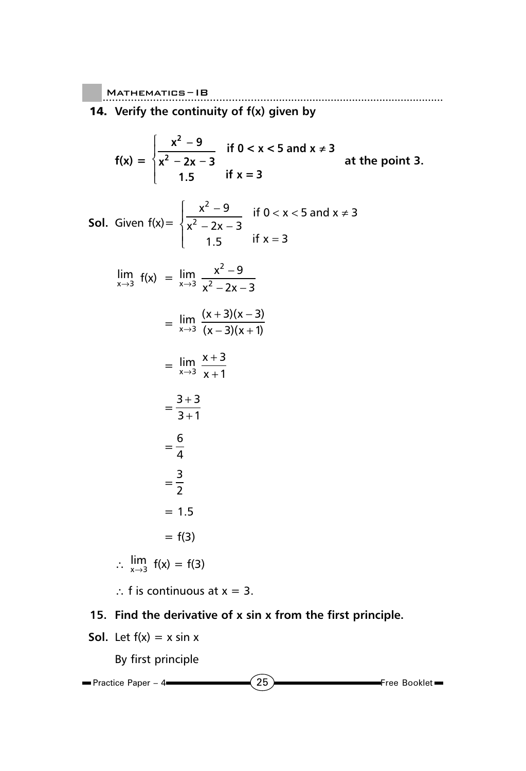**14. Verify the continuity of f(x) given by**

$$f(x) = \begin{cases} \dfrac{x^2 - 9}{x^2 - 2x - 3} & \text{if } 0 < x < 5 \text{ and } x \neq 3 \\ 1.5 & \text{if } x = 3 \end{cases} \quad \text{at the point 3.}$$

**Sol.** Given $f(x) = \begin{cases} \dfrac{x^2 - 9}{x^2 - 2x - 3} & \text{if } 0 < x < 5 \text{ and } x \neq 3 \\ 1.5 & \text{if } x = 3 \end{cases}$

$$\lim_{x \to 3} f(x) = \lim_{x \to 3} \frac{x^2 - 9}{x^2 - 2x - 3}$$

$$= \lim_{x \to 3} \frac{(x+3)(x-3)}{(x-3)(x+1)}$$

$$= \lim_{x \to 3} \frac{x+3}{x+1}$$

$$= \frac{3+3}{3+1}$$

$$= \frac{6}{4}$$

$$= \frac{3}{2}$$

$$= 1.5$$

$$= f(3)$$

$\therefore \lim_{x \to 3} f(x) = f(3)$

$\therefore$ f is continuous at $x = 3$.

**15. Find the derivative of x sin x from the first principle.**

**Sol.** Let $f(x) = x \sin x$

By first principle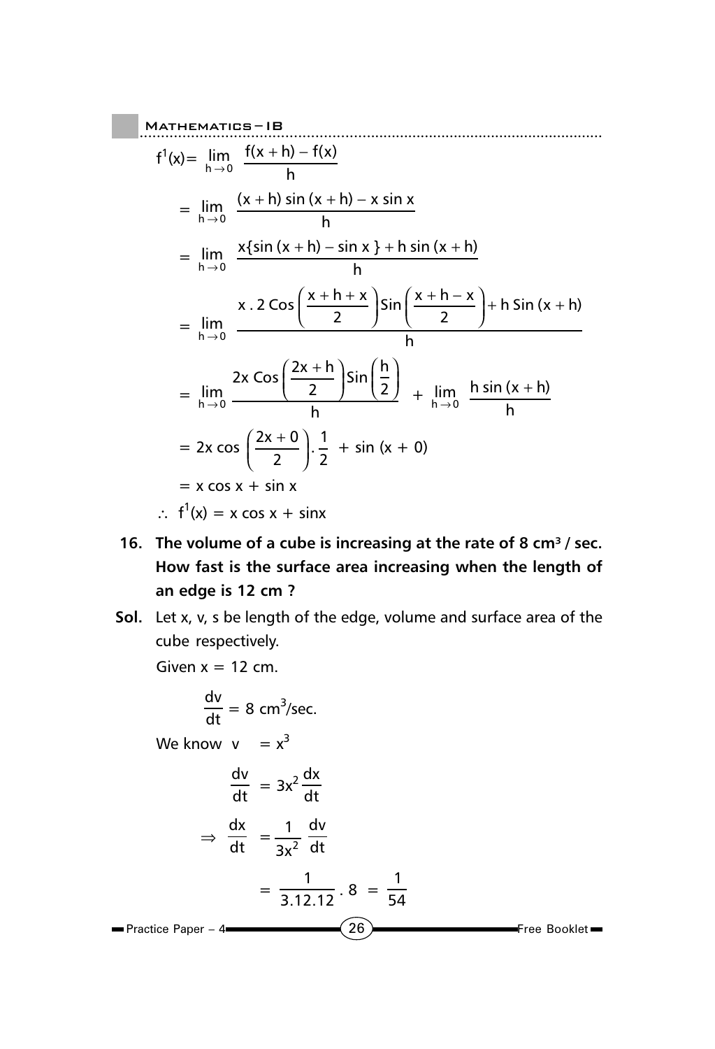$$f^1(x) = \lim_{h \to 0} \frac{f(x+h) - f(x)}{h}$$

$$= \lim_{h \to 0} \frac{(x+h)\sin(x+h) - x \sin x}{h}$$

$$= \lim_{h \to 0} \frac{x\{\sin(x+h) - \sin x\} + h \sin(x+h)}{h}$$

$$= \lim_{h \to 0} \frac{x \,.\, 2\cos\left(\frac{x+h+x}{2}\right)\sin\left(\frac{x+h-x}{2}\right) + h\sin(x+h)}{h}$$

$$= \lim_{h \to 0} \frac{2x\cos\left(\frac{2x+h}{2}\right)\sin\left(\frac{h}{2}\right)}{h} + \lim_{h \to 0} \frac{h\sin(x+h)}{h}$$

$$= 2x\cos\left(\frac{2x+0}{2}\right).\frac{1}{2} + \sin(x+0)$$

$$= x\cos x + \sin x$$

$$\therefore\ f^1(x) = x\cos x + \sin x$$

**16. The volume of a cube is increasing at the rate of 8 cm³ / sec. How fast is the surface area increasing when the length of an edge is 12 cm ?**

**Sol.** Let x, v, s be length of the edge, volume and surface area of the cube respectively.

Given $x = 12$ cm.

$$\frac{dv}{dt} = 8 \text{ cm}^3\text{/sec.}$$

We know $v = x^3$

$$\frac{dv}{dt} = 3x^2\frac{dx}{dt}$$

$$\Rightarrow \frac{dx}{dt} = \frac{1}{3x^2}\frac{dv}{dt}$$

$$= \frac{1}{3.12.12}.8 = \frac{1}{54}$$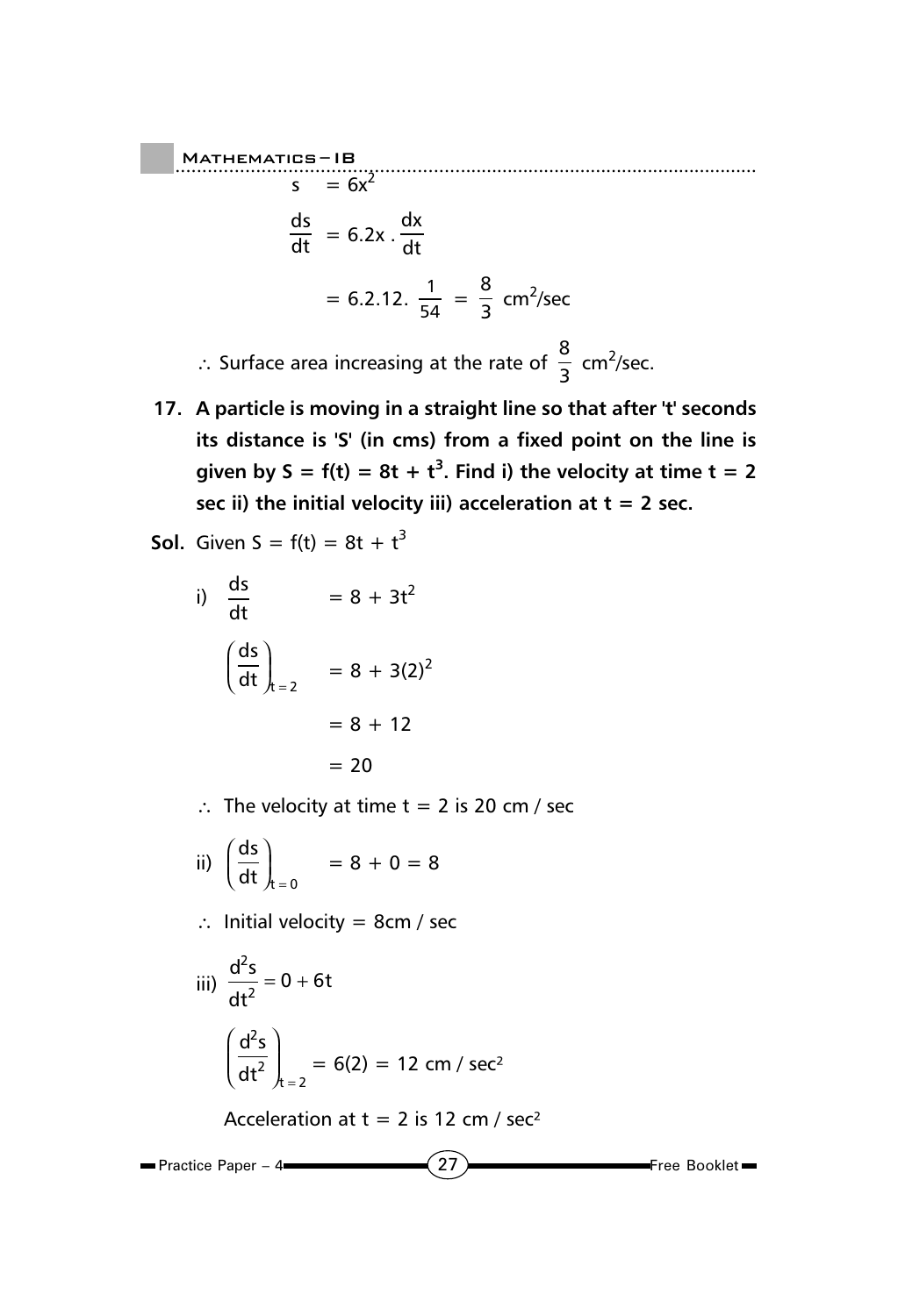$$s = 6x^2$$

$$\frac{ds}{dt} = 6.2x \cdot \frac{dx}{dt}$$

$$= 6.2.12. \frac{1}{54} = \frac{8}{3} \text{ cm}^2/\text{sec}$$

$\therefore$ Surface area increasing at the rate of $\frac{8}{3}$ cm$^2$/sec.

**17. A particle is moving in a straight line so that after 't' seconds its distance is 'S' (in cms) from a fixed point on the line is given by $S = f(t) = 8t + t^3$. Find i) the velocity at time t = 2 sec ii) the initial velocity iii) acceleration at t = 2 sec.**

**Sol.** Given $S = f(t) = 8t + t^3$

i) $\frac{ds}{dt} = 8 + 3t^2$

$$\left(\frac{ds}{dt}\right)_{t=2} = 8 + 3(2)^2$$

$$= 8 + 12$$

$$= 20$$

$\therefore$ The velocity at time t = 2 is 20 cm / sec

ii) $\left(\frac{ds}{dt}\right)_{t=0} = 8 + 0 = 8$

$\therefore$ Initial velocity = 8cm / sec

iii) $\frac{d^2s}{dt^2} = 0 + 6t$

$$\left(\frac{d^2s}{dt^2}\right)_{t=2} = 6(2) = 12 \text{ cm / sec}^2$$

Acceleration at t = 2 is 12 cm / sec$^2$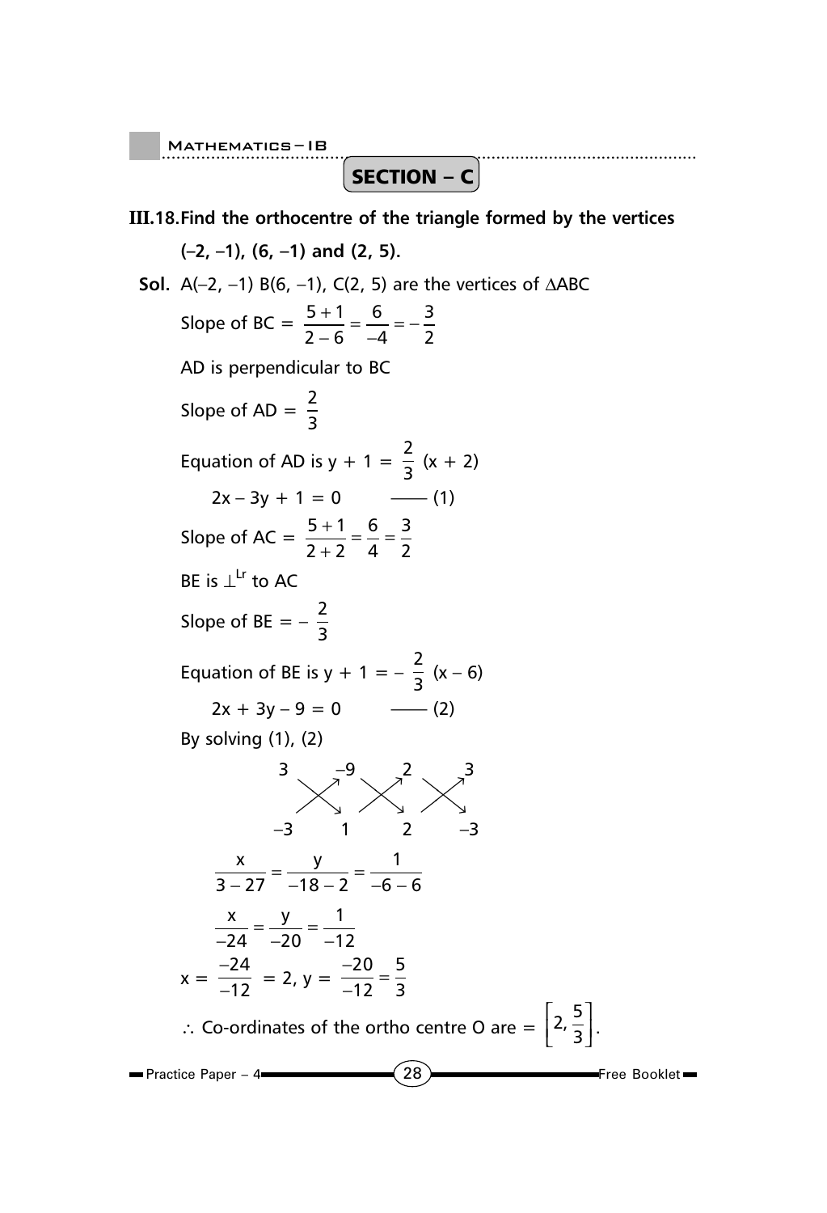## SECTION – C

**III.18. Find the orthocentre of the triangle formed by the vertices (–2, –1), (6, –1) and (2, 5).**

**Sol.** A(–2, –1) B(6, –1), C(2, 5) are the vertices of $\Delta ABC$

Slope of BC = $\frac{5+1}{2-6} = \frac{6}{-4} = -\frac{3}{2}$

AD is perpendicular to BC

Slope of AD = $\frac{2}{3}$

Equation of AD is $y + 1 = \frac{2}{3}(x + 2)$

$2x - 3y + 1 = 0$ —— (1)

Slope of AC = $\frac{5+1}{2+2} = \frac{6}{4} = \frac{3}{2}$

BE is $\perp^{Lr}$ to AC

Slope of BE = $-\frac{2}{3}$

Equation of BE is $y + 1 = -\frac{2}{3}(x - 6)$

$2x + 3y - 9 = 0$ —— (2)

By solving (1), (2)

$$\begin{matrix} 3 & & -9 & & 2 & & 3 \\ & \times & & \times & & \times & \\ -3 & & 1 & & 2 & & -3 \end{matrix}$$

$$\frac{x}{3-27} = \frac{y}{-18-2} = \frac{1}{-6-6}$$

$$\frac{x}{-24} = \frac{y}{-20} = \frac{1}{-12}$$

$x = \frac{-24}{-12} = 2$, $y = \frac{-20}{-12} = \frac{5}{3}$

$\therefore$ Co-ordinates of the ortho centre O are = $\left[2, \frac{5}{3}\right]$.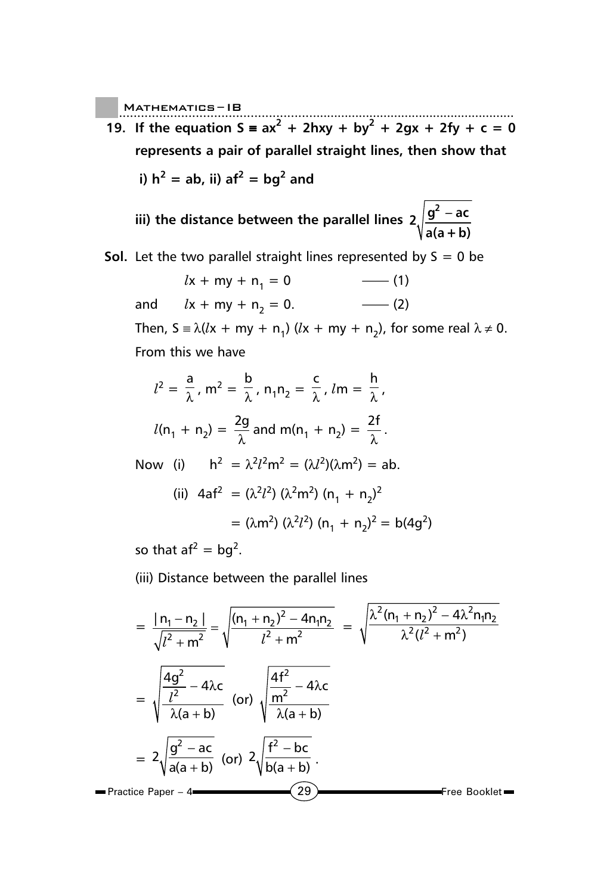**19. If the equation $S \equiv ax^2 + 2hxy + by^2 + 2gx + 2fy + c = 0$ represents a pair of parallel straight lines, then show that**

**i) $h^2 = ab$, ii) $af^2 = bg^2$ and**

**iii) the distance between the parallel lines $2\sqrt{\dfrac{g^2 - ac}{a(a+b)}}$**

**Sol.** Let the two parallel straight lines represented by $S = 0$ be

$$lx + my + n_1 = 0 \qquad \text{—— (1)}$$

and

$$lx + my + n_2 = 0. \qquad \text{—— (2)}$$

Then, $S \equiv \lambda(lx + my + n_1)(lx + my + n_2)$, for some real $\lambda \neq 0$.

From this we have

$$l^2 = \frac{a}{\lambda},\ m^2 = \frac{b}{\lambda},\ n_1 n_2 = \frac{c}{\lambda},\ lm = \frac{h}{\lambda},$$

$$l(n_1 + n_2) = \frac{2g}{\lambda} \text{ and } m(n_1 + n_2) = \frac{2f}{\lambda}.$$

Now (i) $h^2 = \lambda^2 l^2 m^2 = (\lambda l^2)(\lambda m^2) = ab.$

(ii) $4af^2 = (\lambda^2 l^2)(\lambda^2 m^2)(n_1 + n_2)^2$

$= (\lambda m^2)(\lambda^2 l^2)(n_1 + n_2)^2 = b(4g^2)$

so that $af^2 = bg^2$.

(iii) Distance between the parallel lines

$$= \frac{|n_1 - n_2|}{\sqrt{l^2 + m^2}} = \sqrt{\frac{(n_1 + n_2)^2 - 4n_1 n_2}{l^2 + m^2}} = \sqrt{\frac{\lambda^2 (n_1 + n_2)^2 - 4\lambda^2 n_1 n_2}{\lambda^2 (l^2 + m^2)}}$$

$$= \sqrt{\frac{\dfrac{4g^2}{l^2} - 4\lambda c}{\lambda(a+b)}} \text{ (or) } \sqrt{\frac{\dfrac{4f^2}{m^2} - 4\lambda c}{\lambda(a+b)}}$$

$$= 2\sqrt{\frac{g^2 - ac}{a(a+b)}} \text{ (or) } 2\sqrt{\frac{f^2 - bc}{b(a+b)}}.$$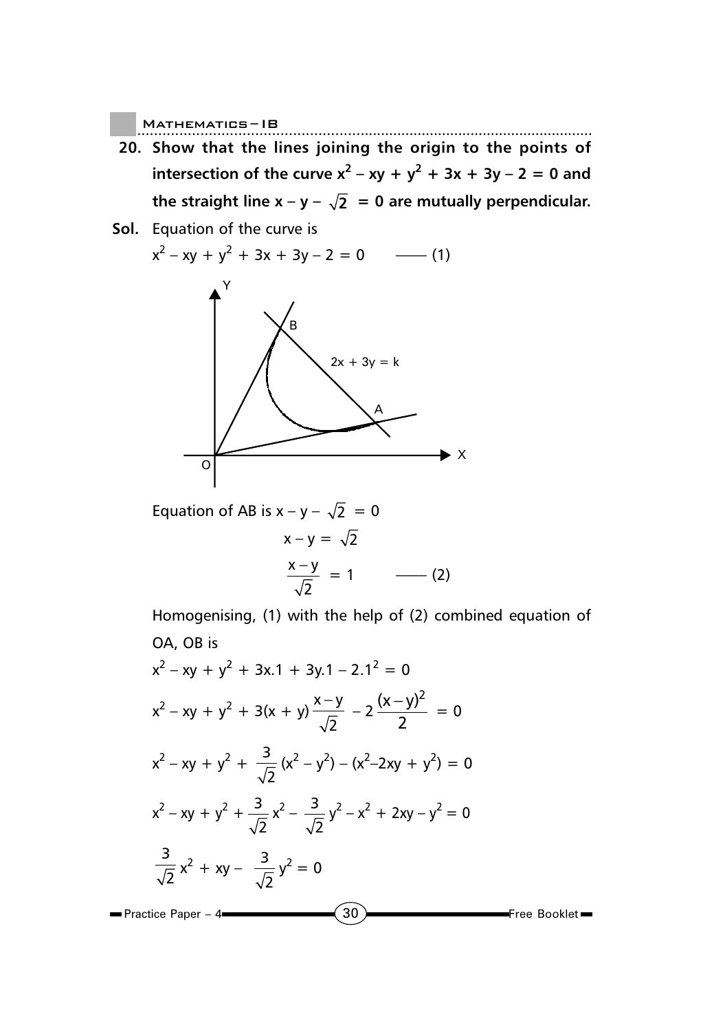**20. Show that the lines joining the origin to the points of intersection of the curve $x^2 - xy + y^2 + 3x + 3y - 2 = 0$ and the straight line $x - y - \sqrt{2} = 0$ are mutually perpendicular.**

**Sol.** Equation of the curve is

$$x^2 - xy + y^2 + 3x + 3y - 2 = 0 \quad \text{—— (1)}$$

Equation of AB is $x - y - \sqrt{2} = 0$

$$x - y = \sqrt{2}$$

$$\frac{x-y}{\sqrt{2}} = 1 \quad \text{—— (2)}$$

Homogenising, (1) with the help of (2) combined equation of OA, OB is

$$x^2 - xy + y^2 + 3x.1 + 3y.1 - 2.1^2 = 0$$

$$x^2 - xy + y^2 + 3(x + y)\frac{x-y}{\sqrt{2}} - 2\frac{(x-y)^2}{2} = 0$$

$$x^2 - xy + y^2 + \frac{3}{\sqrt{2}}(x^2 - y^2) - (x^2 - 2xy + y^2) = 0$$

$$x^2 - xy + y^2 + \frac{3}{\sqrt{2}}x^2 - \frac{3}{\sqrt{2}}y^2 - x^2 + 2xy - y^2 = 0$$

$$\frac{3}{\sqrt{2}}x^2 + xy - \frac{3}{\sqrt{2}}y^2 = 0$$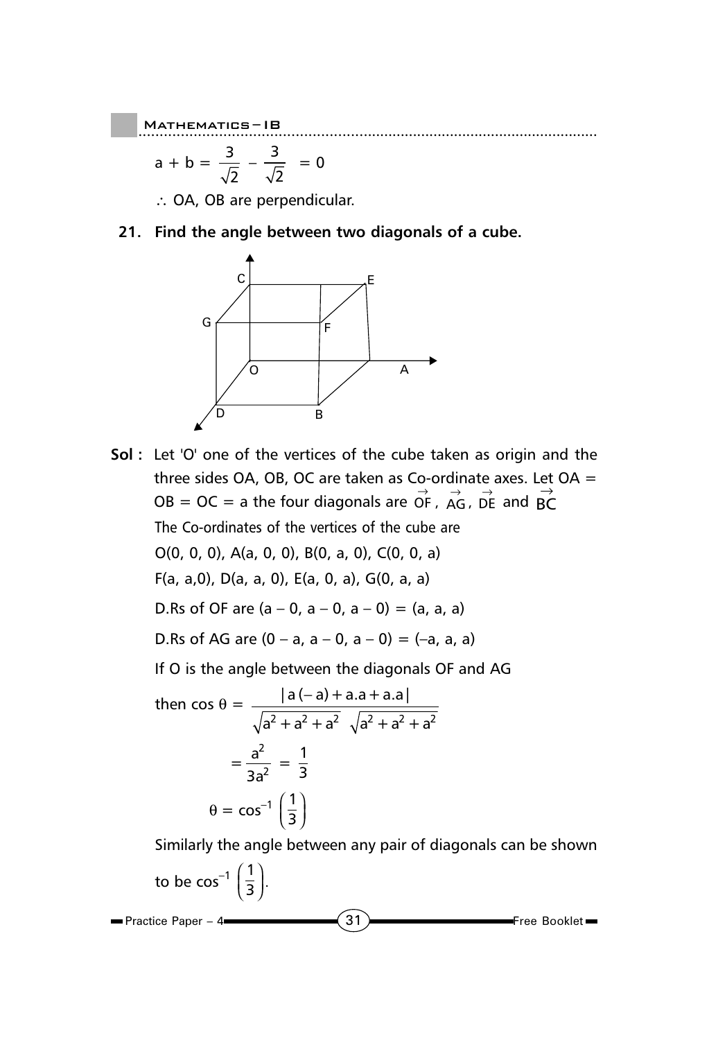$$a + b = \frac{3}{\sqrt{2}} - \frac{3}{\sqrt{2}} = 0$$

$\therefore$ OA, OB are perpendicular.

**21. Find the angle between two diagonals of a cube.**

**Sol :** Let 'O' one of the vertices of the cube taken as origin and the three sides OA, OB, OC are taken as Co-ordinate axes. Let OA = OB = OC = a the four diagonals are $\vec{OF}$, $\vec{AG}$, $\vec{DE}$ and $\vec{BC}$

The Co-ordinates of the vertices of the cube are

O(0, 0, 0), A(a, 0, 0), B(0, a, 0), C(0, 0, a)

F(a, a,0), D(a, a, 0), E(a, 0, a), G(0, a, a)

D.Rs of OF are (a – 0, a – 0, a – 0) = (a, a, a)

D.Rs of AG are (0 – a, a – 0, a – 0) = (–a, a, a)

If O is the angle between the diagonals OF and AG

$$\text{then } \cos\theta = \frac{|a(-a) + a.a + a.a|}{\sqrt{a^2 + a^2 + a^2}\ \sqrt{a^2 + a^2 + a^2}}$$

$$= \frac{a^2}{3a^2} = \frac{1}{3}$$

$$\theta = \cos^{-1}\left(\frac{1}{3}\right)$$

Similarly the angle between any pair of diagonals can be shown to be $\cos^{-1}\left(\frac{1}{3}\right)$.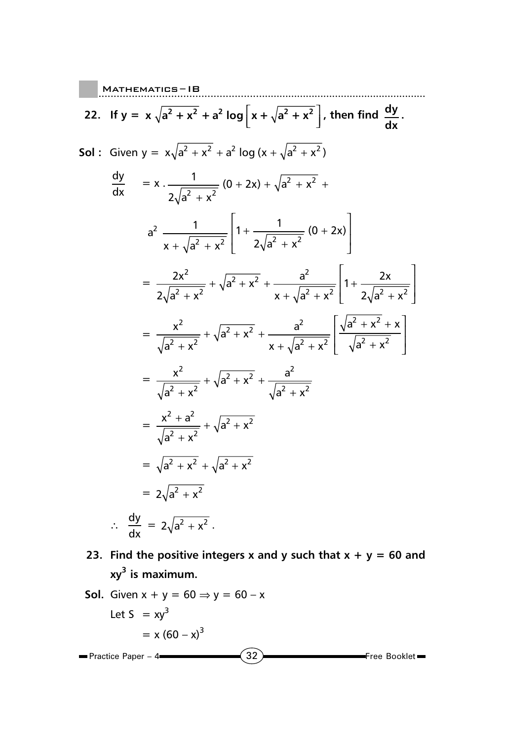**22. If $y = x\sqrt{a^2 + x^2} + a^2 \log\left[x + \sqrt{a^2 + x^2}\right]$, then find $\frac{dy}{dx}$.**

**Sol :** Given $y = x\sqrt{a^2 + x^2} + a^2 \log(x + \sqrt{a^2 + x^2})$

$$\frac{dy}{dx} = x \cdot \frac{1}{2\sqrt{a^2 + x^2}}(0 + 2x) + \sqrt{a^2 + x^2} +$$

$$a^2 \frac{1}{x + \sqrt{a^2 + x^2}}\left[1 + \frac{1}{2\sqrt{a^2 + x^2}}(0 + 2x)\right]$$

$$= \frac{2x^2}{2\sqrt{a^2 + x^2}} + \sqrt{a^2 + x^2} + \frac{a^2}{x + \sqrt{a^2 + x^2}}\left[1 + \frac{2x}{2\sqrt{a^2 + x^2}}\right]$$

$$= \frac{x^2}{\sqrt{a^2 + x^2}} + \sqrt{a^2 + x^2} + \frac{a^2}{x + \sqrt{a^2 + x^2}}\left[\frac{\sqrt{a^2 + x^2} + x}{\sqrt{a^2 + x^2}}\right]$$

$$= \frac{x^2}{\sqrt{a^2 + x^2}} + \sqrt{a^2 + x^2} + \frac{a^2}{\sqrt{a^2 + x^2}}$$

$$= \frac{x^2 + a^2}{\sqrt{a^2 + x^2}} + \sqrt{a^2 + x^2}$$

$$= \sqrt{a^2 + x^2} + \sqrt{a^2 + x^2}$$

$$= 2\sqrt{a^2 + x^2}$$

$$\therefore \frac{dy}{dx} = 2\sqrt{a^2 + x^2}.$$

**23. Find the positive integers x and y such that x + y = 60 and $xy^3$ is maximum.**

**Sol.** Given $x + y = 60 \Rightarrow y = 60 - x$

Let $S = xy^3$

$= x(60 - x)^3$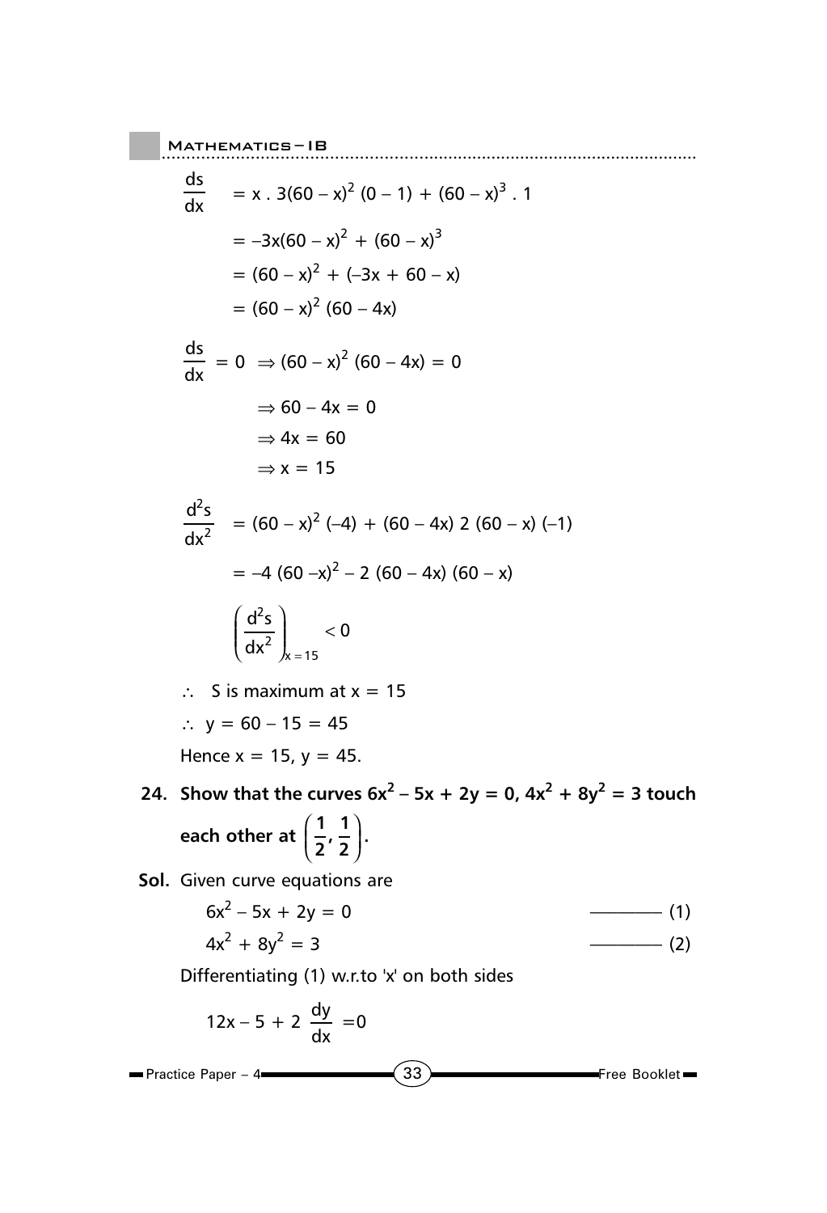$$\frac{ds}{dx} = x \cdot 3(60 - x)^2 (0 - 1) + (60 - x)^3 \cdot 1$$

$$= -3x(60 - x)^2 + (60 - x)^3$$

$$= (60 - x)^2 + (-3x + 60 - x)$$

$$= (60 - x)^2 (60 - 4x)$$

$$\frac{ds}{dx} = 0 \Rightarrow (60 - x)^2 (60 - 4x) = 0$$

$$\Rightarrow 60 - 4x = 0$$

$$\Rightarrow 4x = 60$$

$$\Rightarrow x = 15$$

$$\frac{d^2s}{dx^2} = (60 - x)^2 (-4) + (60 - 4x)\, 2\, (60 - x)(-1)$$

$$= -4\,(60 - x)^2 - 2\,(60 - 4x)(60 - x)$$

$$\left(\frac{d^2s}{dx^2}\right)_{x=15} < 0$$

$\therefore$ S is maximum at $x = 15$

$\therefore$ $y = 60 - 15 = 45$

Hence $x = 15$, $y = 45$.

**24. Show that the curves $6x^2 - 5x + 2y = 0$, $4x^2 + 8y^2 = 3$ touch each other at $\left(\frac{1}{2}, \frac{1}{2}\right)$.**

**Sol.** Given curve equations are

$$6x^2 - 5x + 2y = 0 \quad \text{———— (1)}$$

$$4x^2 + 8y^2 = 3 \quad \text{———— (2)}$$

Differentiating (1) w.r.to 'x' on both sides

$$12x - 5 + 2\frac{dy}{dx} = 0$$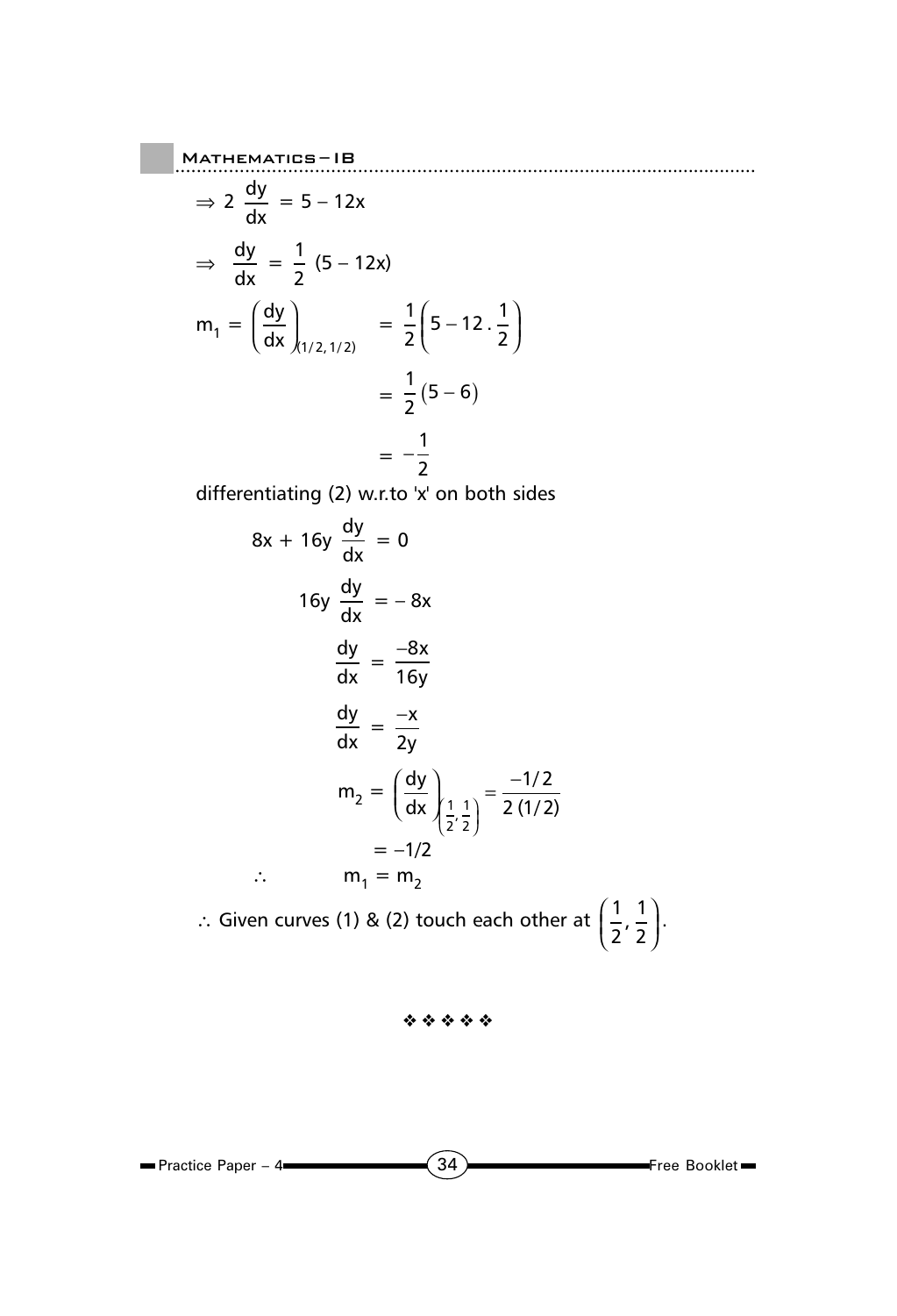$$\Rightarrow 2\,\frac{dy}{dx} = 5 - 12x$$

$$\Rightarrow \frac{dy}{dx} = \frac{1}{2}\,(5 - 12x)$$

$$m_1 = \left(\frac{dy}{dx}\right)_{(1/2,\,1/2)} = \frac{1}{2}\left(5 - 12\,.\,\frac{1}{2}\right)$$

$$= \frac{1}{2}(5 - 6)$$

$$= -\frac{1}{2}$$

differentiating (2) w.r.to 'x' on both sides

$$8x + 16y\,\frac{dy}{dx} = 0$$

$$16y\,\frac{dy}{dx} = -\,8x$$

$$\frac{dy}{dx} = \frac{-8x}{16y}$$

$$\frac{dy}{dx} = \frac{-x}{2y}$$

$$m_2 = \left(\frac{dy}{dx}\right)_{\left(\frac{1}{2},\,\frac{1}{2}\right)} = \frac{-1/2}{2\,(1/2)}$$

$$= -1/2$$

$$\therefore \quad m_1 = m_2$$

$\therefore$ Given curves (1) & (2) touch each other at $\left(\frac{1}{2}, \frac{1}{2}\right)$.

❖ ❖ ❖ ❖ ❖